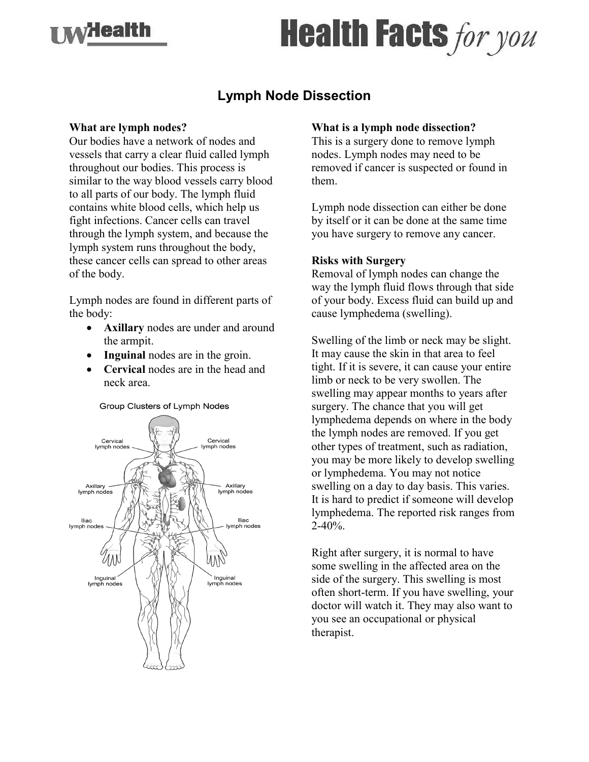# Lymph Node Dissection

## What are lymph nodes?

Our bodies have a network of nodes and vessels that carry a clear fluid called lymph throughout our bodies. This process is similar to the way blood vessels carry blood to all parts of our body. The lymph fluid contains white blood cells, which help us fight infections. Cancer cells can travel through the lymph system, and because the lymph system runs throughout the body, these cancer cells can spread to other areas of the body.

Lymph nodes are found in different parts of the body:

- **Axillary** nodes are under and around the armpit.
- **Inguinal** nodes are in the groin.
- **Cervical** nodes are in the head and neck area.

Group Clusters of Lymph Nodes

## What is a lymph node dissection?

This is a surgery done to remove lymph nodes. Lymph nodes may need to be removed if cancer is suspected or found in them.

Lymph node dissection can either be done by itself or it can be done at the same time you have surgery to remove any cancer.

## Risks with Surgery

Removal of lymph nodes can change the way the lymph fluid flows through that side of your body. Excess fluid can build up and cause lymphedema (swelling).

Swelling of the limb or neck may be slight. It may cause the skin in that area to feel tight. If it is severe, it can cause your entire limb or neck to be very swollen. The swelling may appear months to years after surgery. The chance that you will get lymphedema depends on where in the body the lymph nodes are removed. If you get other types of treatment, such as radiation, you may be more likely to develop swelling or lymphedema. You may not notice swelling on a day to day basis. This varies. It is hard to predict if someone will develop lymphedema. The reported risk ranges from 2-40%.

Right after surgery, it is normal to have some swelling in the affected area on the side of the surgery. This swelling is most often short-term. If you have swelling, your doctor will watch it. They may also want to you see an occupational or physical therapist.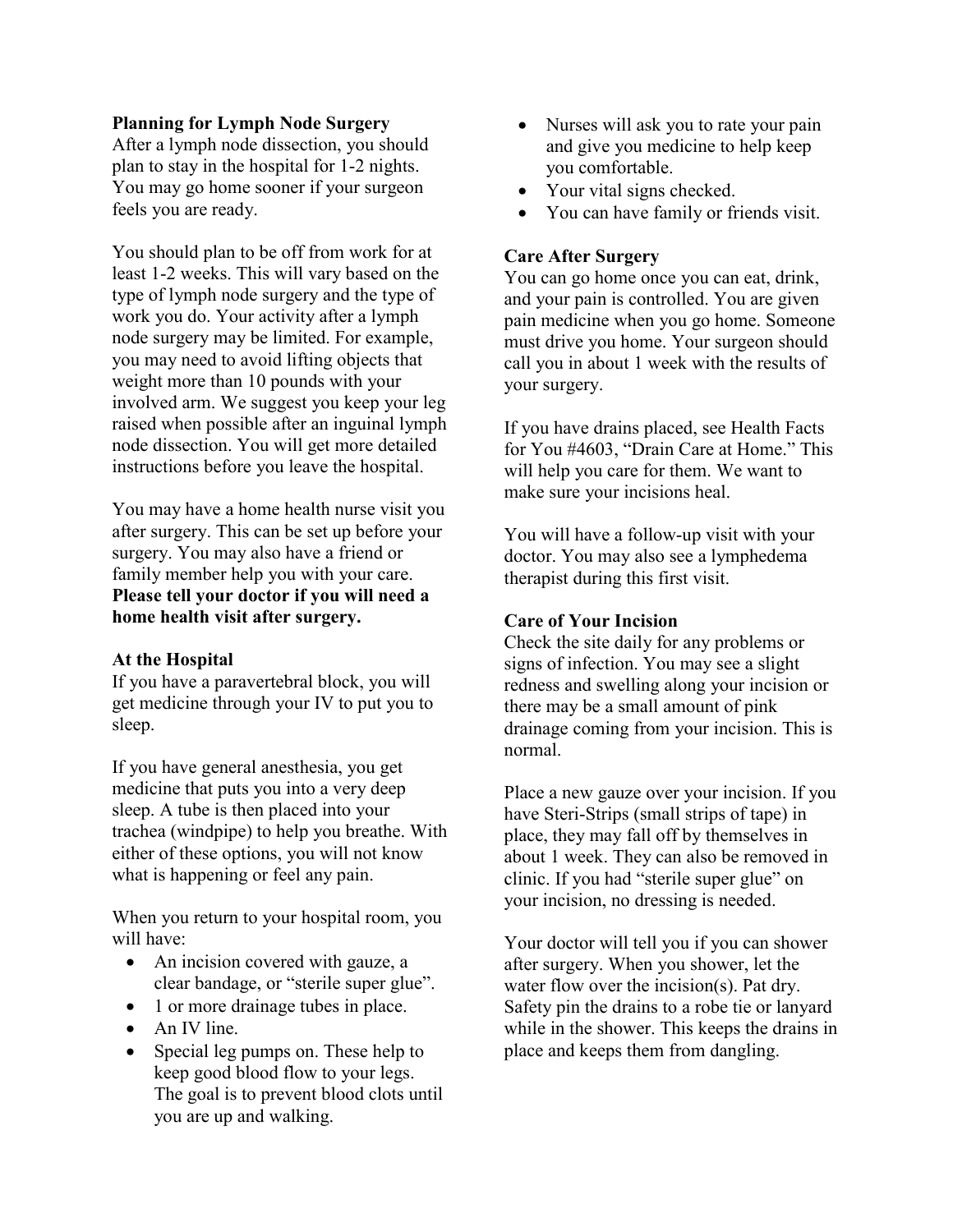**Planning for Lymph Node Surgery**

After a lymph node dissection, you should plan to stay in the hospital for 1-2 nights. You may go home sooner if your surgeon feels you are ready.

You should plan to be off from work for at least 1-2 weeks. This will vary based on the type of lymph node surgery and the type of work you do. Your activity after a lymph node surgery may be limited. For example, you may need to avoid lifting objects that weight more than 10 pounds with your involved arm. We suggest you keep your leg raised when possible after an inguinal lymph node dissection. You will get more detailed instructions before you leave the hospital.

You may have a home health nurse visit you after surgery. This can be set up before your surgery. You may also have a friend or family member help you with your care. **Please tell your doctor if you will need a home health visit after surgery.**

**At the Hospital**

If you have a paravertebral block, you will get medicine through your IV to put you to sleep.

If you have general anesthesia, you get medicine that puts you into a very deep sleep. A tube is then placed into your trachea (windpipe) to help you breathe. With either of these options, you will not know what is happening or feel any pain.

When you return to your hospital room, you will have:

- An incision covered with gauze, a clear bandage, or "sterile super glue".
- 1 or more drainage tubes in place.
- An IV line.
- Special leg pumps on. These help to keep good blood flow to your legs. The goal is to prevent blood clots until you are up and walking.
- Nurses will ask you to rate your pain and give you medicine to help keep you comfortable.
- Your vital signs checked.
- You can have family or friends visit.

**Care After Surgery**

You can go home once you can eat, drink, and your pain is controlled. You are given pain medicine when you go home. Someone must drive you home. Your surgeon should call you in about 1 week with the results of your surgery.

If you have drains placed, see Health Facts for You #4603, "Drain Care at Home." This will help you care for them. We want to make sure your incisions heal.

You will have a follow-up visit with your doctor. You may also see a lymphedema therapist during this first visit.

**Care of Your Incision**

Check the site daily for any problems or signs of infection. You may see a slight redness and swelling along your incision or there may be a small amount of pink drainage coming from your incision. This is normal.

Place a new gauze over your incision. If you have Steri-Strips (small strips of tape) in place, they may fall off by themselves in about 1 week. They can also be removed in clinic. If you had "sterile super glue" on your incision, no dressing is needed.

Your doctor will tell you if you can shower after surgery. When you shower, let the water flow over the incision(s). Pat dry. Safety pin the drains to a robe tie or lanyard while in the shower. This keeps the drains in place and keeps them from dangling.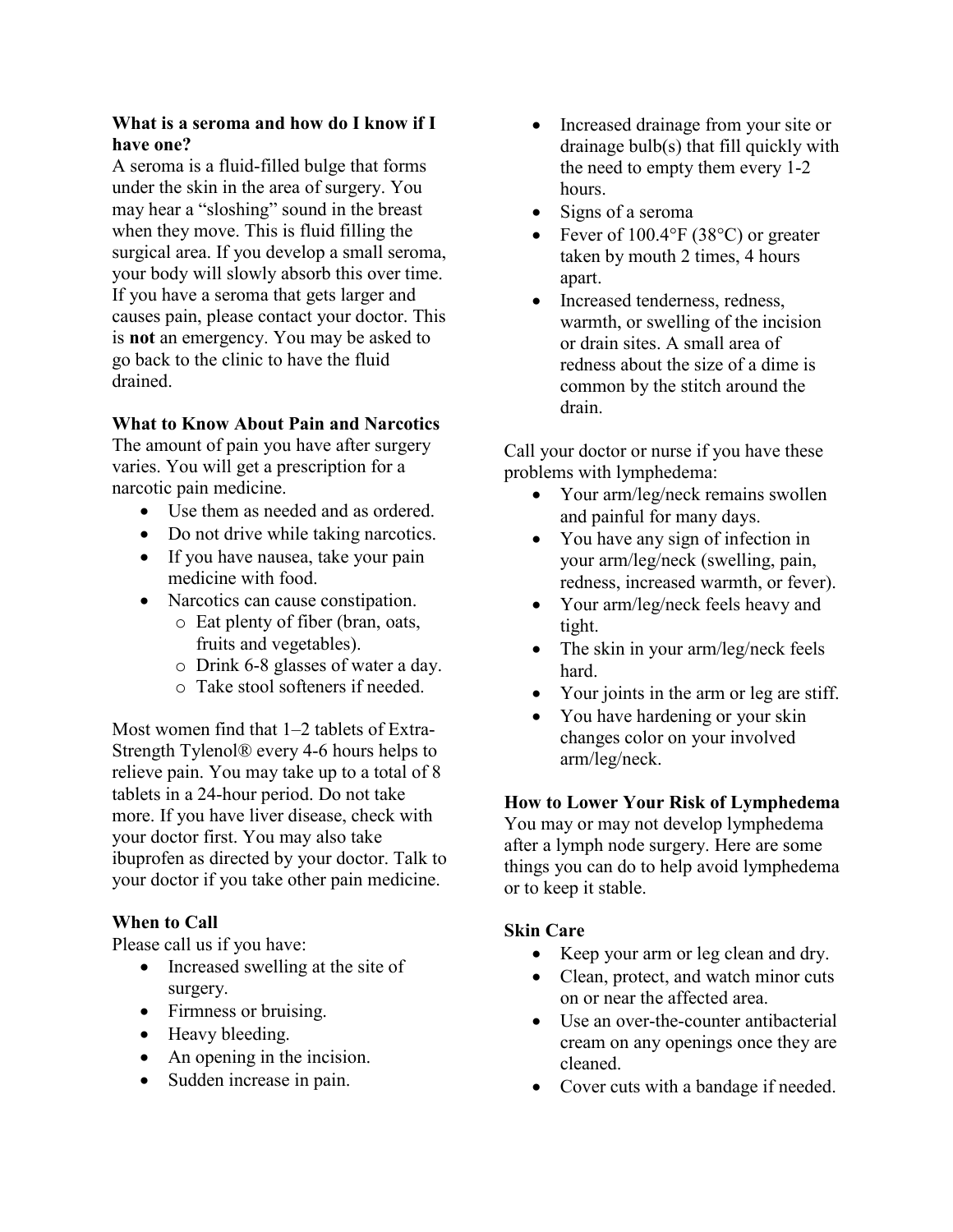**What is a seroma and how do I know if I have one?**

A seroma is a fluid-filled bulge that forms under the skin in the area of surgery. You may hear a "sloshing" sound in the breast when they move. This is fluid filling the surgical area. If you develop a small seroma, your body will slowly absorb this over time. If you have a seroma that gets larger and causes pain, please contact your doctor. This is **not** an emergency. You may be asked to go back to the clinic to have the fluid drained.

**What to Know About Pain and Narcotics**

The amount of pain you have after surgery varies. You will get a prescription for a narcotic pain medicine.

- Use them as needed and as ordered.
- Do not drive while taking narcotics.
- If you have nausea, take your pain medicine with food.
- Narcotics can cause constipation.
  - Eat plenty of fiber (bran, oats, fruits and vegetables).
  - Drink 6-8 glasses of water a day.
  - Take stool softeners if needed.

Most women find that 1–2 tablets of Extra-Strength Tylenol® every 4-6 hours helps to relieve pain. You may take up to a total of 8 tablets in a 24-hour period. Do not take more. If you have liver disease, check with your doctor first. You may also take ibuprofen as directed by your doctor. Talk to your doctor if you take other pain medicine.

**When to Call**

Please call us if you have:

- Increased swelling at the site of surgery.
- Firmness or bruising.
- Heavy bleeding.
- An opening in the incision.
- Sudden increase in pain.
- Increased drainage from your site or drainage bulb(s) that fill quickly with the need to empty them every 1-2 hours.
- Signs of a seroma
- Fever of 100.4°F (38°C) or greater taken by mouth 2 times, 4 hours apart.
- Increased tenderness, redness, warmth, or swelling of the incision or drain sites. A small area of redness about the size of a dime is common by the stitch around the drain.

Call your doctor or nurse if you have these problems with lymphedema:

- Your arm/leg/neck remains swollen and painful for many days.
- You have any sign of infection in your arm/leg/neck (swelling, pain, redness, increased warmth, or fever).
- Your arm/leg/neck feels heavy and tight.
- The skin in your arm/leg/neck feels hard.
- Your joints in the arm or leg are stiff.
- You have hardening or your skin changes color on your involved arm/leg/neck.

**How to Lower Your Risk of Lymphedema**

You may or may not develop lymphedema after a lymph node surgery. Here are some things you can do to help avoid lymphedema or to keep it stable.

**Skin Care**

- Keep your arm or leg clean and dry.
- Clean, protect, and watch minor cuts on or near the affected area.
- Use an over-the-counter antibacterial cream on any openings once they are cleaned.
- Cover cuts with a bandage if needed.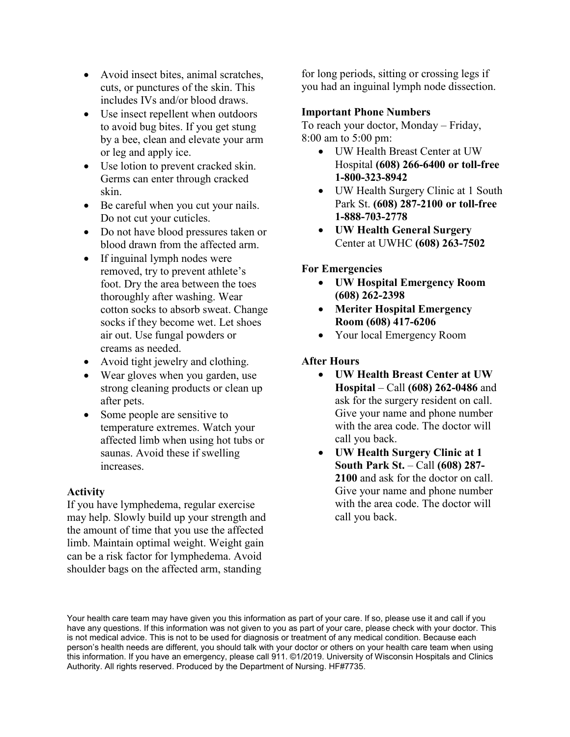- Avoid insect bites, animal scratches, cuts, or punctures of the skin. This includes IVs and/or blood draws.
- Use insect repellent when outdoors to avoid bug bites. If you get stung by a bee, clean and elevate your arm or leg and apply ice.
- Use lotion to prevent cracked skin. Germs can enter through cracked skin.
- Be careful when you cut your nails. Do not cut your cuticles.
- Do not have blood pressures taken or blood drawn from the affected arm.
- If inguinal lymph nodes were removed, try to prevent athlete's foot. Dry the area between the toes thoroughly after washing. Wear cotton socks to absorb sweat. Change socks if they become wet. Let shoes air out. Use fungal powders or creams as needed.
- Avoid tight jewelry and clothing.
- Wear gloves when you garden, use strong cleaning products or clean up after pets.
- Some people are sensitive to temperature extremes. Watch your affected limb when using hot tubs or saunas. Avoid these if swelling increases.

**Activity**

If you have lymphedema, regular exercise may help. Slowly build up your strength and the amount of time that you use the affected limb. Maintain optimal weight. Weight gain can be a risk factor for lymphedema. Avoid shoulder bags on the affected arm, standing for long periods, sitting or crossing legs if you had an inguinal lymph node dissection.

**Important Phone Numbers**

To reach your doctor, Monday – Friday, 8:00 am to 5:00 pm:

- UW Health Breast Center at UW Hospital **(608) 266-6400 or toll-free 1-800-323-8942**
- UW Health Surgery Clinic at 1 South Park St. **(608) 287-2100 or toll-free 1-888-703-2778**
- **UW Health General Surgery** Center at UWHC **(608) 263-7502**

**For Emergencies**

- **UW Hospital Emergency Room (608) 262-2398**
- **Meriter Hospital Emergency Room (608) 417-6206**
- Your local Emergency Room

**After Hours**

- **UW Health Breast Center at UW Hospital** – Call **(608) 262-0486** and ask for the surgery resident on call. Give your name and phone number with the area code. The doctor will call you back.
- **UW Health Surgery Clinic at 1 South Park St.** – Call **(608) 287-2100** and ask for the doctor on call. Give your name and phone number with the area code. The doctor will call you back.

Your health care team may have given you this information as part of your care. If so, please use it and call if you have any questions. If this information was not given to you as part of your care, please check with your doctor. This is not medical advice. This is not to be used for diagnosis or treatment of any medical condition. Because each person's health needs are different, you should talk with your doctor or others on your health care team when using this information. If you have an emergency, please call 911. ©1/2019. University of Wisconsin Hospitals and Clinics Authority. All rights reserved. Produced by the Department of Nursing. HF#7735.